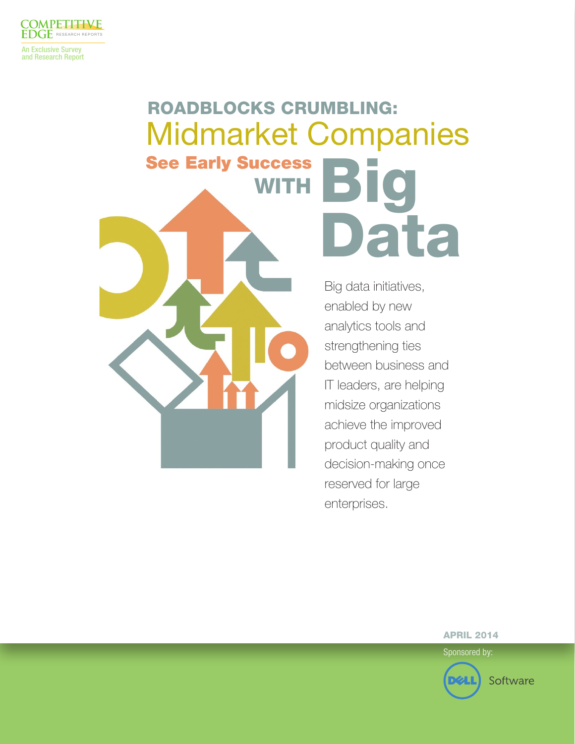COMPETITIVE EDGE RESEARCH REPORTS

An Exclusive Survey and Research Report

# ROADBLOCKS CRUMBLING: Midmarket Companies See Early Success WITH Big Data

Big data initiatives, enabled by new analytics tools and strengthening ties between business and IT leaders, are helping midsize organizations achieve the improved product quality and decision-making once reserved for large enterprises.

APRIL 2014

Sponsored by:

DELL Software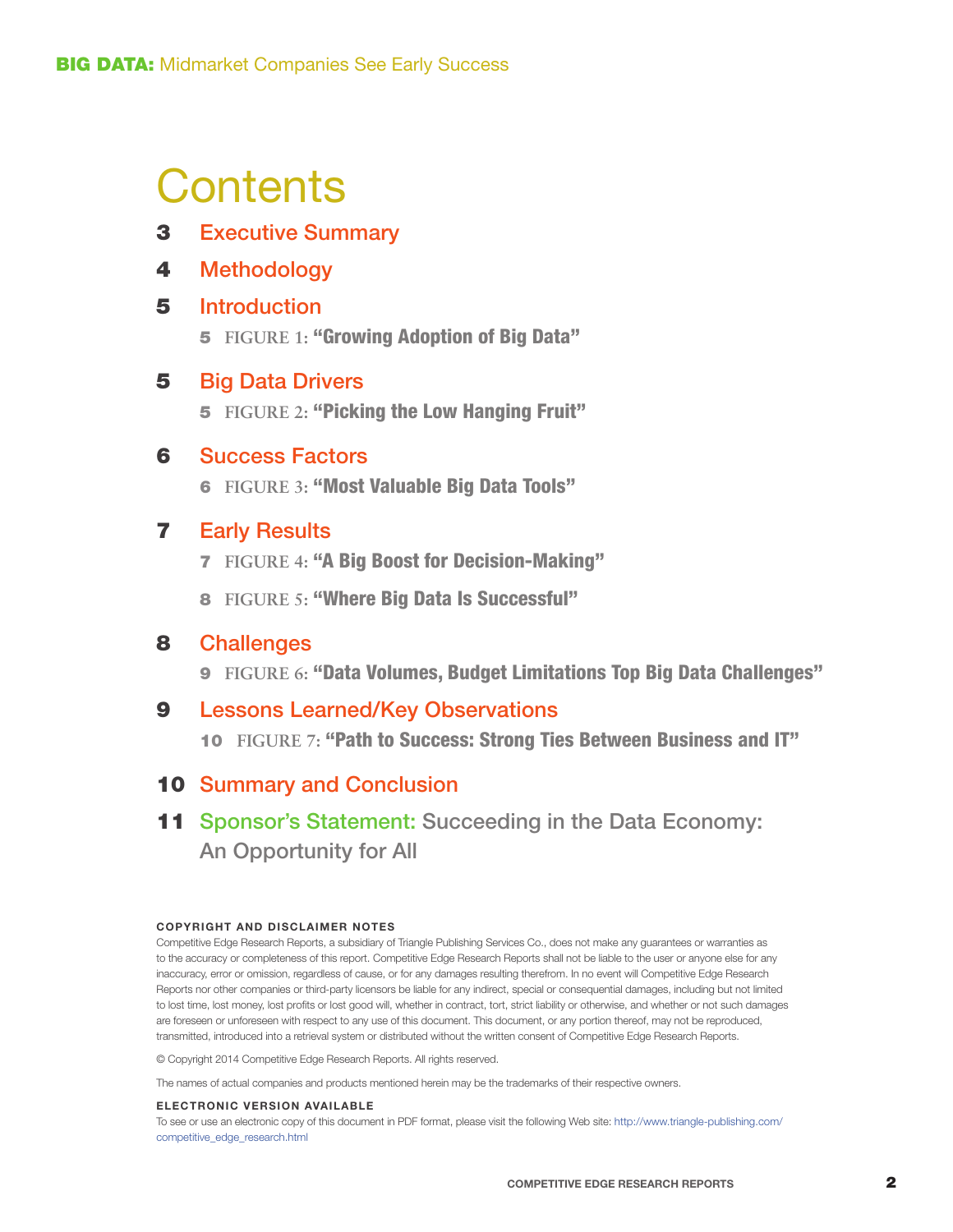# Contents

**3** Executive Summary

**4** Methodology

**5** Introduction

- **5** FIGURE 1: **"Growing Adoption of Big Data"**

**5** Big Data Drivers

- **5** FIGURE 2: **"Picking the Low Hanging Fruit"**

**6** Success Factors

- **6** FIGURE 3: **"Most Valuable Big Data Tools"**

**7** Early Results

- **7** FIGURE 4: **"A Big Boost for Decision-Making"**
- **8** FIGURE 5: **"Where Big Data Is Successful"**

**8** Challenges

- **9** FIGURE 6: **"Data Volumes, Budget Limitations Top Big Data Challenges"**

**9** Lessons Learned/Key Observations

- **10** FIGURE 7: **"Path to Success: Strong Ties Between Business and IT"**

**10** Summary and Conclusion

**11** Sponsor's Statement: Succeeding in the Data Economy: An Opportunity for All

#### COPYRIGHT AND DISCLAIMER NOTES

Competitive Edge Research Reports, a subsidiary of Triangle Publishing Services Co., does not make any guarantees or warranties as to the accuracy or completeness of this report. Competitive Edge Research Reports shall not be liable to the user or anyone else for any inaccuracy, error or omission, regardless of cause, or for any damages resulting therefrom. In no event will Competitive Edge Research Reports nor other companies or third-party licensors be liable for any indirect, special or consequential damages, including but not limited to lost time, lost money, lost profits or lost good will, whether in contract, tort, strict liability or otherwise, and whether or not such damages are foreseen or unforeseen with respect to any use of this document. This document, or any portion thereof, may not be reproduced, transmitted, introduced into a retrieval system or distributed without the written consent of Competitive Edge Research Reports.

© Copyright 2014 Competitive Edge Research Reports. All rights reserved.

The names of actual companies and products mentioned herein may be the trademarks of their respective owners.

#### ELECTRONIC VERSION AVAILABLE

To see or use an electronic copy of this document in PDF format, please visit the following Web site: http://www.triangle-publishing.com/competitive_edge_research.html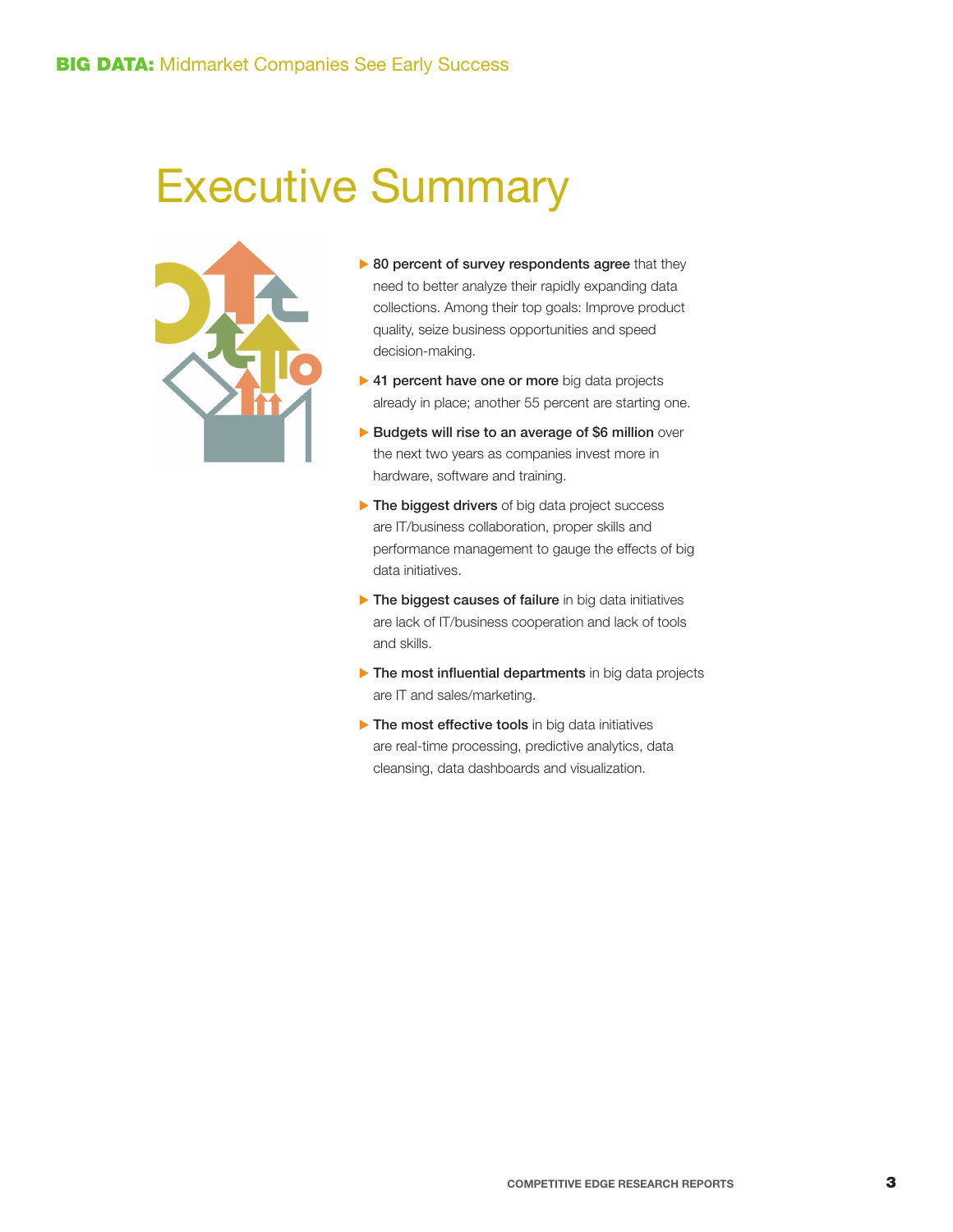# Executive Summary

- **80 percent of survey respondents agree** that they need to better analyze their rapidly expanding data collections. Among their top goals: Improve product quality, seize business opportunities and speed decision-making.
- **41 percent have one or more** big data projects already in place; another 55 percent are starting one.
- **Budgets will rise to an average of $6 million** over the next two years as companies invest more in hardware, software and training.
- **The biggest drivers** of big data project success are IT/business collaboration, proper skills and performance management to gauge the effects of big data initiatives.
- **The biggest causes of failure** in big data initiatives are lack of IT/business cooperation and lack of tools and skills.
- **The most influential departments** in big data projects are IT and sales/marketing.
- **The most effective tools** in big data initiatives are real-time processing, predictive analytics, data cleansing, data dashboards and visualization.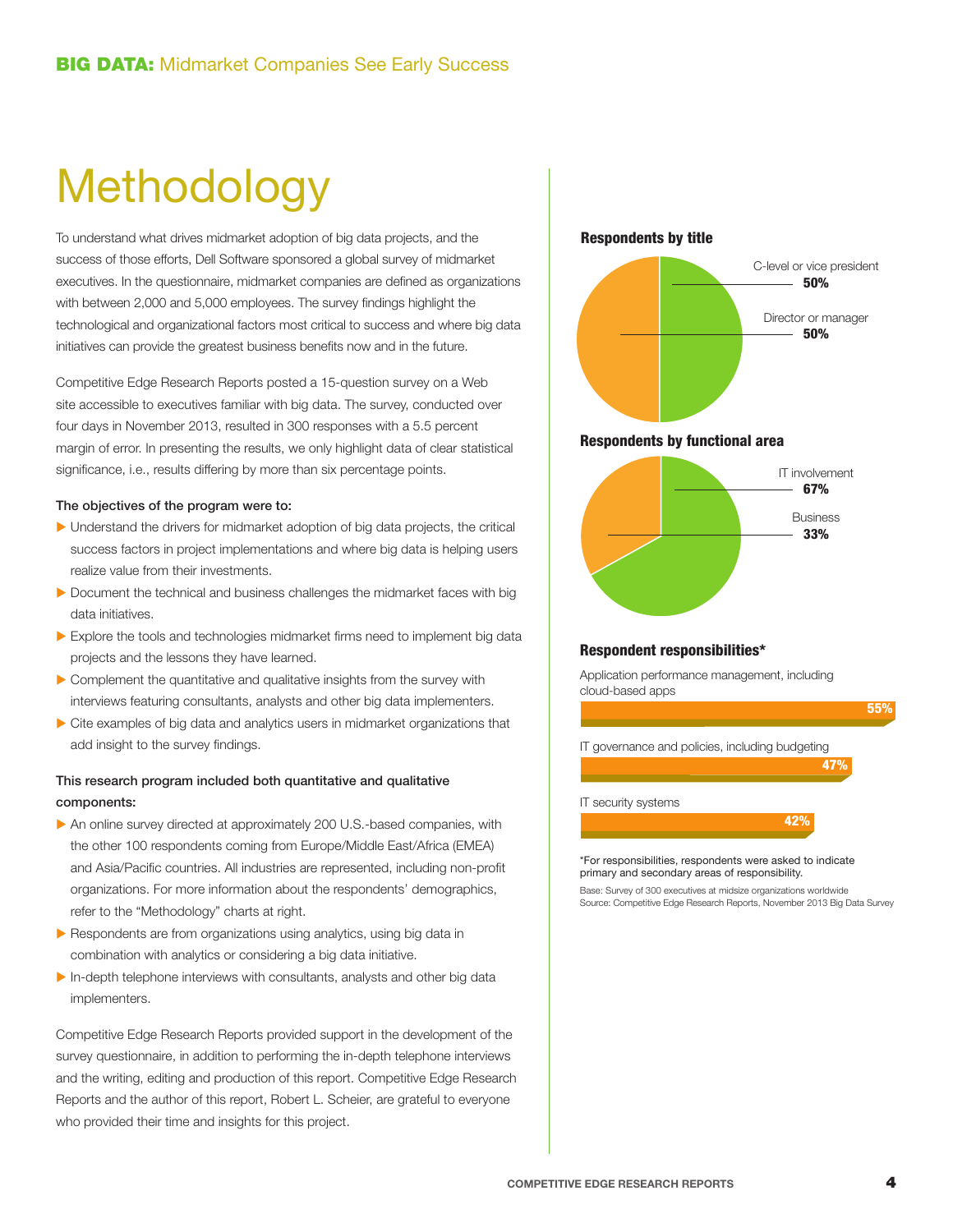# Methodology

To understand what drives midmarket adoption of big data projects, and the success of those efforts, Dell Software sponsored a global survey of midmarket executives. In the questionnaire, midmarket companies are defined as organizations with between 2,000 and 5,000 employees. The survey findings highlight the technological and organizational factors most critical to success and where big data initiatives can provide the greatest business benefits now and in the future.

Competitive Edge Research Reports posted a 15-question survey on a Web site accessible to executives familiar with big data. The survey, conducted over four days in November 2013, resulted in 300 responses with a 5.5 percent margin of error. In presenting the results, we only highlight data of clear statistical significance, i.e., results differing by more than six percentage points.

**The objectives of the program were to:**

- Understand the drivers for midmarket adoption of big data projects, the critical success factors in project implementations and where big data is helping users realize value from their investments.
- Document the technical and business challenges the midmarket faces with big data initiatives.
- Explore the tools and technologies midmarket firms need to implement big data projects and the lessons they have learned.
- Complement the quantitative and qualitative insights from the survey with interviews featuring consultants, analysts and other big data implementers.
- Cite examples of big data and analytics users in midmarket organizations that add insight to the survey findings.

**This research program included both quantitative and qualitative components:**

- An online survey directed at approximately 200 U.S.-based companies, with the other 100 respondents coming from Europe/Middle East/Africa (EMEA) and Asia/Pacific countries. All industries are represented, including non-profit organizations. For more information about the respondents' demographics, refer to the "Methodology" charts at right.
- Respondents are from organizations using analytics, using big data in combination with analytics or considering a big data initiative.
- In-depth telephone interviews with consultants, analysts and other big data implementers.

Competitive Edge Research Reports provided support in the development of the survey questionnaire, in addition to performing the in-depth telephone interviews and the writing, editing and production of this report. Competitive Edge Research Reports and the author of this report, Robert L. Scheier, are grateful to everyone who provided their time and insights for this project.

**Respondents by title**

| Title | Percent |
|---|---|
| C-level or vice president | 50% |
| Director or manager | 50% |

**Respondents by functional area**

| Functional area | Percent |
|---|---|
| IT involvement | 67% |
| Business | 33% |

**Respondent responsibilities***

| Responsibility | Percent |
|---|---|
| Application performance management, including cloud-based apps | 55% |
| IT governance and policies, including budgeting | 47% |
| IT security systems | 42% |

*For responsibilities, respondents were asked to indicate primary and secondary areas of responsibility.

Base: Survey of 300 executives at midsize organizations worldwide

Source: Competitive Edge Research Reports, November 2013 Big Data Survey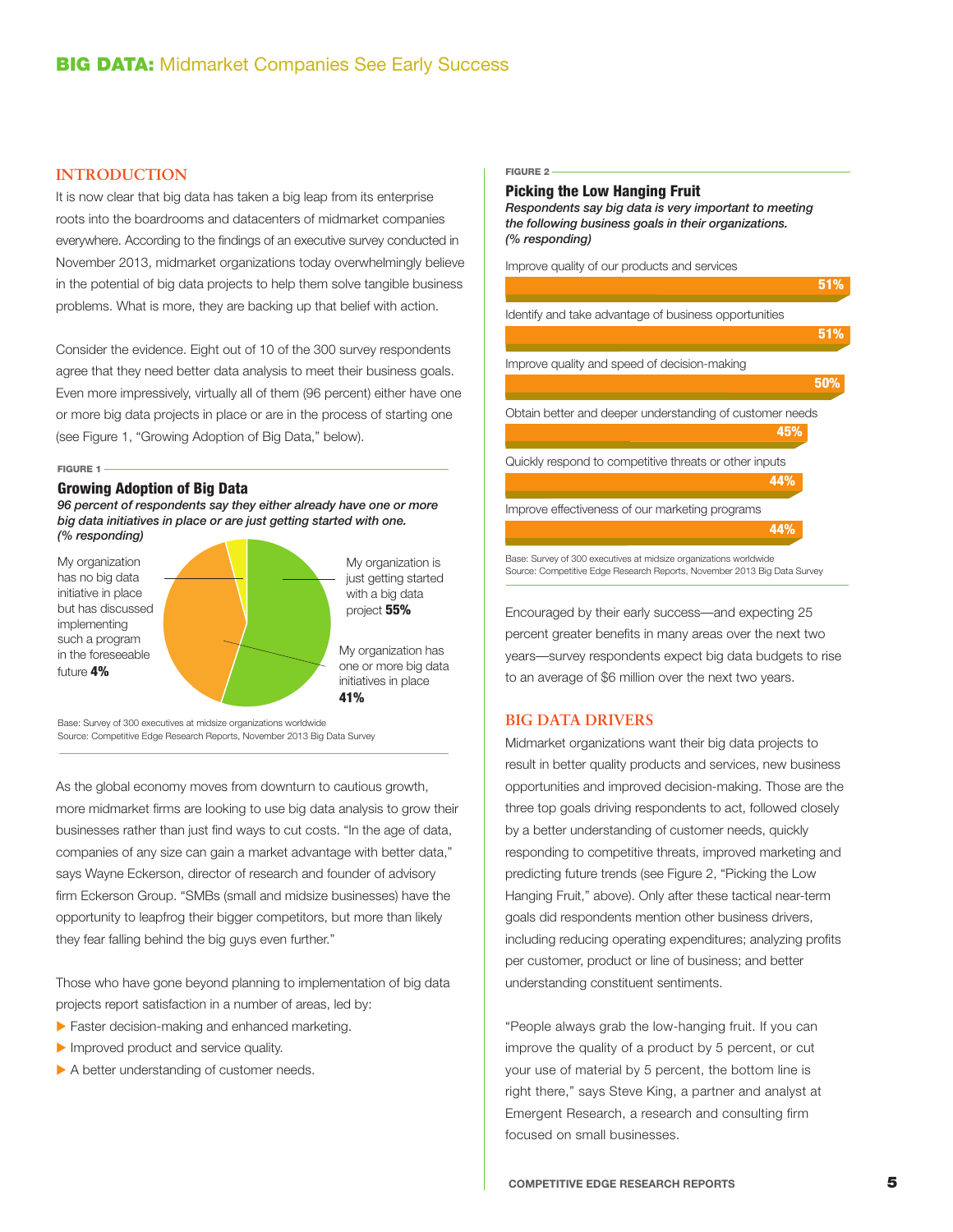# BIG DATA: Midmarket Companies See Early Success

## INTRODUCTION

It is now clear that big data has taken a big leap from its enterprise roots into the boardrooms and datacenters of midmarket companies everywhere. According to the findings of an executive survey conducted in November 2013, midmarket organizations today overwhelmingly believe in the potential of big data projects to help them solve tangible business problems. What is more, they are backing up that belief with action.

Consider the evidence. Eight out of 10 of the 300 survey respondents agree that they need better data analysis to meet their business goals. Even more impressively, virtually all of them (96 percent) either have one or more big data projects in place or are in the process of starting one (see Figure 1, "Growing Adoption of Big Data," below).

FIGURE 1

**Growing Adoption of Big Data**

*96 percent of respondents say they either already have one or more big data initiatives in place or are just getting started with one. (% responding)*

| Response | % |
|---|---|
| My organization is just getting started with a big data project | **55%** |
| My organization has one or more big data initiatives in place | **41%** |
| My organization has no big data initiative in place but has discussed implementing such a program in the foreseeable future | **4%** |

Base: Survey of 300 executives at midsize organizations worldwide
Source: Competitive Edge Research Reports, November 2013 Big Data Survey

As the global economy moves from downturn to cautious growth, more midmarket firms are looking to use big data analysis to grow their businesses rather than just find ways to cut costs. "In the age of data, companies of any size can gain a market advantage with better data," says Wayne Eckerson, director of research and founder of advisory firm Eckerson Group. "SMBs (small and midsize businesses) have the opportunity to leapfrog their bigger competitors, but more than likely they fear falling behind the big guys even further."

Those who have gone beyond planning to implementation of big data projects report satisfaction in a number of areas, led by:

- Faster decision-making and enhanced marketing.
- Improved product and service quality.
- A better understanding of customer needs.

FIGURE 2

**Picking the Low Hanging Fruit**

*Respondents say big data is very important to meeting the following business goals in their organizations. (% responding)*

| Business goal | % |
|---|---|
| Improve quality of our products and services | 51% |
| Identify and take advantage of business opportunities | 51% |
| Improve quality and speed of decision-making | 50% |
| Obtain better and deeper understanding of customer needs | 45% |
| Quickly respond to competitive threats or other inputs | 44% |
| Improve effectiveness of our marketing programs | 44% |

Base: Survey of 300 executives at midsize organizations worldwide
Source: Competitive Edge Research Reports, November 2013 Big Data Survey

Encouraged by their early success—and expecting 25 percent greater benefits in many areas over the next two years—survey respondents expect big data budgets to rise to an average of $6 million over the next two years.

## BIG DATA DRIVERS

Midmarket organizations want their big data projects to result in better quality products and services, new business opportunities and improved decision-making. Those are the three top goals driving respondents to act, followed closely by a better understanding of customer needs, quickly responding to competitive threats, improved marketing and predicting future trends (see Figure 2, "Picking the Low Hanging Fruit," above). Only after these tactical near-term goals did respondents mention other business drivers, including reducing operating expenditures; analyzing profits per customer, product or line of business; and better understanding constituent sentiments.

"People always grab the low-hanging fruit. If you can improve the quality of a product by 5 percent, or cut your use of material by 5 percent, the bottom line is right there," says Steve King, a partner and analyst at Emergent Research, a research and consulting firm focused on small businesses.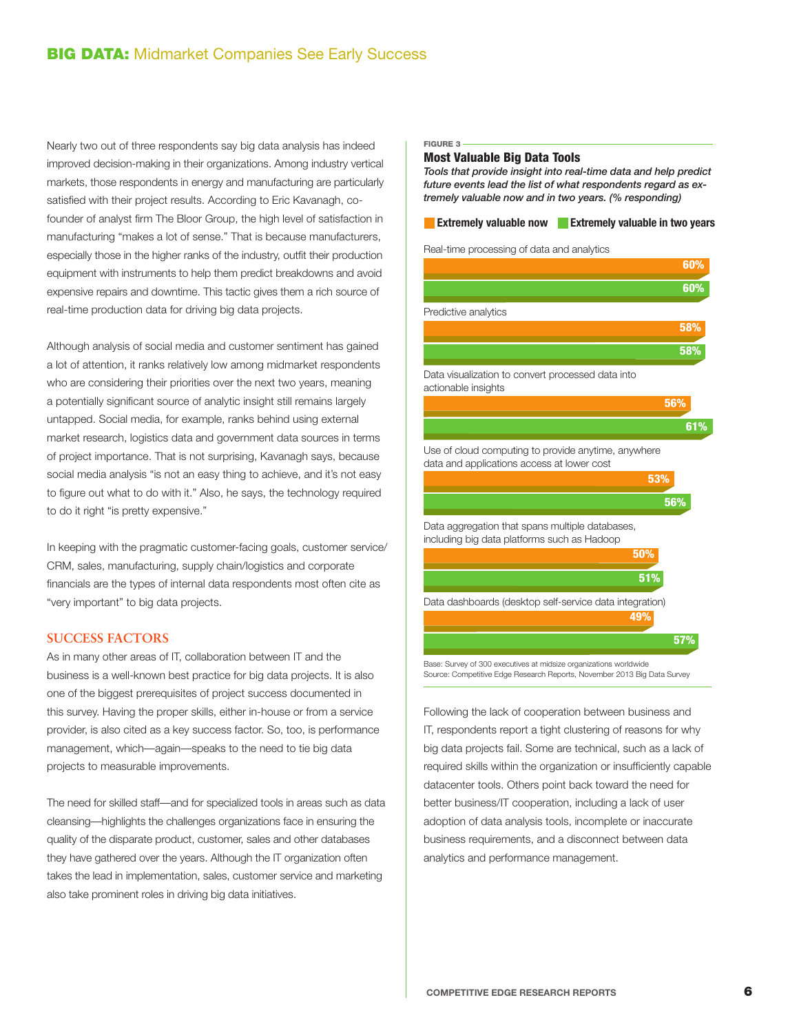Nearly two out of three respondents say big data analysis has indeed improved decision-making in their organizations. Among industry vertical markets, those respondents in energy and manufacturing are particularly satisfied with their project results. According to Eric Kavanagh, co-founder of analyst firm The Bloor Group, the high level of satisfaction in manufacturing "makes a lot of sense." That is because manufacturers, especially those in the higher ranks of the industry, outfit their production equipment with instruments to help them predict breakdowns and avoid expensive repairs and downtime. This tactic gives them a rich source of real-time production data for driving big data projects.

Although analysis of social media and customer sentiment has gained a lot of attention, it ranks relatively low among midmarket respondents who are considering their priorities over the next two years, meaning a potentially significant source of analytic insight still remains largely untapped. Social media, for example, ranks behind using external market research, logistics data and government data sources in terms of project importance. That is not surprising, Kavanagh says, because social media analysis "is not an easy thing to achieve, and it's not easy to figure out what to do with it." Also, he says, the technology required to do it right "is pretty expensive."

In keeping with the pragmatic customer-facing goals, customer service/CRM, sales, manufacturing, supply chain/logistics and corporate financials are the types of internal data respondents most often cite as "very important" to big data projects.

## SUCCESS FACTORS

As in many other areas of IT, collaboration between IT and the business is a well-known best practice for big data projects. It is also one of the biggest prerequisites of project success documented in this survey. Having the proper skills, either in-house or from a service provider, is also cited as a key success factor. So, too, is performance management, which—again—speaks to the need to tie big data projects to measurable improvements.

The need for skilled staff—and for specialized tools in areas such as data cleansing—highlights the challenges organizations face in ensuring the quality of the disparate product, customer, sales and other databases they have gathered over the years. Although the IT organization often takes the lead in implementation, sales, customer service and marketing also take prominent roles in driving big data initiatives.

FIGURE 3

### Most Valuable Big Data Tools

*Tools that provide insight into real-time data and help predict future events lead the list of what respondents regard as extremely valuable now and in two years. (% responding)*

| Tool | Extremely valuable now | Extremely valuable in two years |
|---|---|---|
| Real-time processing of data and analytics | 60% | 60% |
| Predictive analytics | 58% | 58% |
| Data visualization to convert processed data into actionable insights | 56% | 61% |
| Use of cloud computing to provide anytime, anywhere data and applications access at lower cost | 53% | 56% |
| Data aggregation that spans multiple databases, including big data platforms such as Hadoop | 50% | 51% |
| Data dashboards (desktop self-service data integration) | 49% | 57% |

Base: Survey of 300 executives at midsize organizations worldwide
Source: Competitive Edge Research Reports, November 2013 Big Data Survey

Following the lack of cooperation between business and IT, respondents report a tight clustering of reasons for why big data projects fail. Some are technical, such as a lack of required skills within the organization or insufficiently capable datacenter tools. Others point back toward the need for better business/IT cooperation, including a lack of user adoption of data analysis tools, incomplete or inaccurate business requirements, and a disconnect between data analytics and performance management.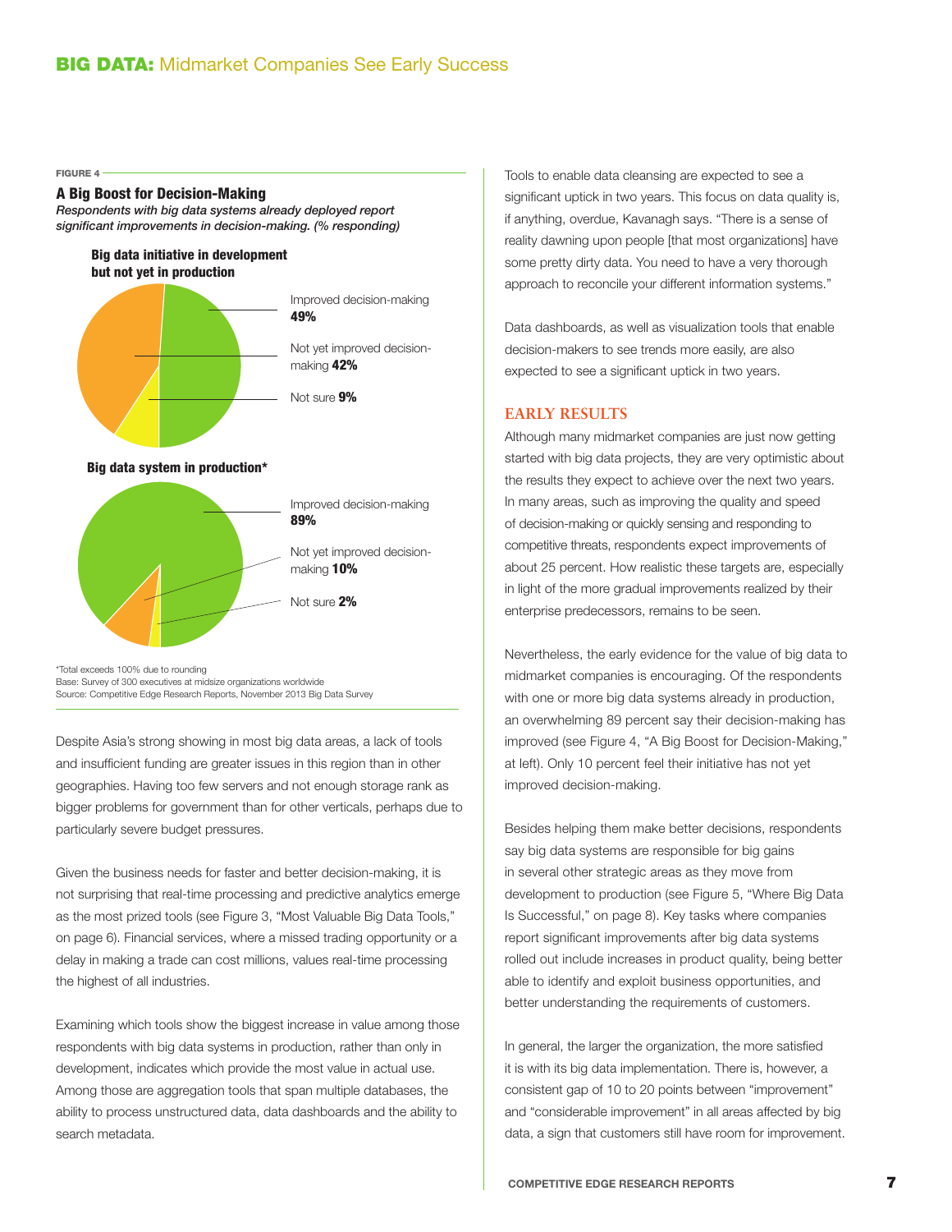FIGURE 4

### A Big Boost for Decision-Making

*Respondents with big data systems already deployed report significant improvements in decision-making. (% responding)*

**Big data initiative in development but not yet in production**

- Improved decision-making **49%**
- Not yet improved decision-making **42%**
- Not sure **9%**

**Big data system in production***

- Improved decision-making **89%**
- Not yet improved decision-making **10%**
- Not sure **2%**

*Total exceeds 100% due to rounding
Base: Survey of 300 executives at midsize organizations worldwide
Source: Competitive Edge Research Reports, November 2013 Big Data Survey

Despite Asia's strong showing in most big data areas, a lack of tools and insufficient funding are greater issues in this region than in other geographies. Having too few servers and not enough storage rank as bigger problems for government than for other verticals, perhaps due to particularly severe budget pressures.

Given the business needs for faster and better decision-making, it is not surprising that real-time processing and predictive analytics emerge as the most prized tools (see Figure 3, "Most Valuable Big Data Tools," on page 6). Financial services, where a missed trading opportunity or a delay in making a trade can cost millions, values real-time processing the highest of all industries.

Examining which tools show the biggest increase in value among those respondents with big data systems in production, rather than only in development, indicates which provide the most value in actual use. Among those are aggregation tools that span multiple databases, the ability to process unstructured data, data dashboards and the ability to search metadata.

Tools to enable data cleansing are expected to see a significant uptick in two years. This focus on data quality is, if anything, overdue, Kavanagh says. "There is a sense of reality dawning upon people [that most organizations] have some pretty dirty data. You need to have a very thorough approach to reconcile your different information systems."

Data dashboards, as well as visualization tools that enable decision-makers to see trends more easily, are also expected to see a significant uptick in two years.

## EARLY RESULTS

Although many midmarket companies are just now getting started with big data projects, they are very optimistic about the results they expect to achieve over the next two years. In many areas, such as improving the quality and speed of decision-making or quickly sensing and responding to competitive threats, respondents expect improvements of about 25 percent. How realistic these targets are, especially in light of the more gradual improvements realized by their enterprise predecessors, remains to be seen.

Nevertheless, the early evidence for the value of big data to midmarket companies is encouraging. Of the respondents with one or more big data systems already in production, an overwhelming 89 percent say their decision-making has improved (see Figure 4, "A Big Boost for Decision-Making," at left). Only 10 percent feel their initiative has not yet improved decision-making.

Besides helping them make better decisions, respondents say big data systems are responsible for big gains in several other strategic areas as they move from development to production (see Figure 5, "Where Big Data Is Successful," on page 8). Key tasks where companies report significant improvements after big data systems rolled out include increases in product quality, being better able to identify and exploit business opportunities, and better understanding the requirements of customers.

In general, the larger the organization, the more satisfied it is with its big data implementation. There is, however, a consistent gap of 10 to 20 points between "improvement" and "considerable improvement" in all areas affected by big data, a sign that customers still have room for improvement.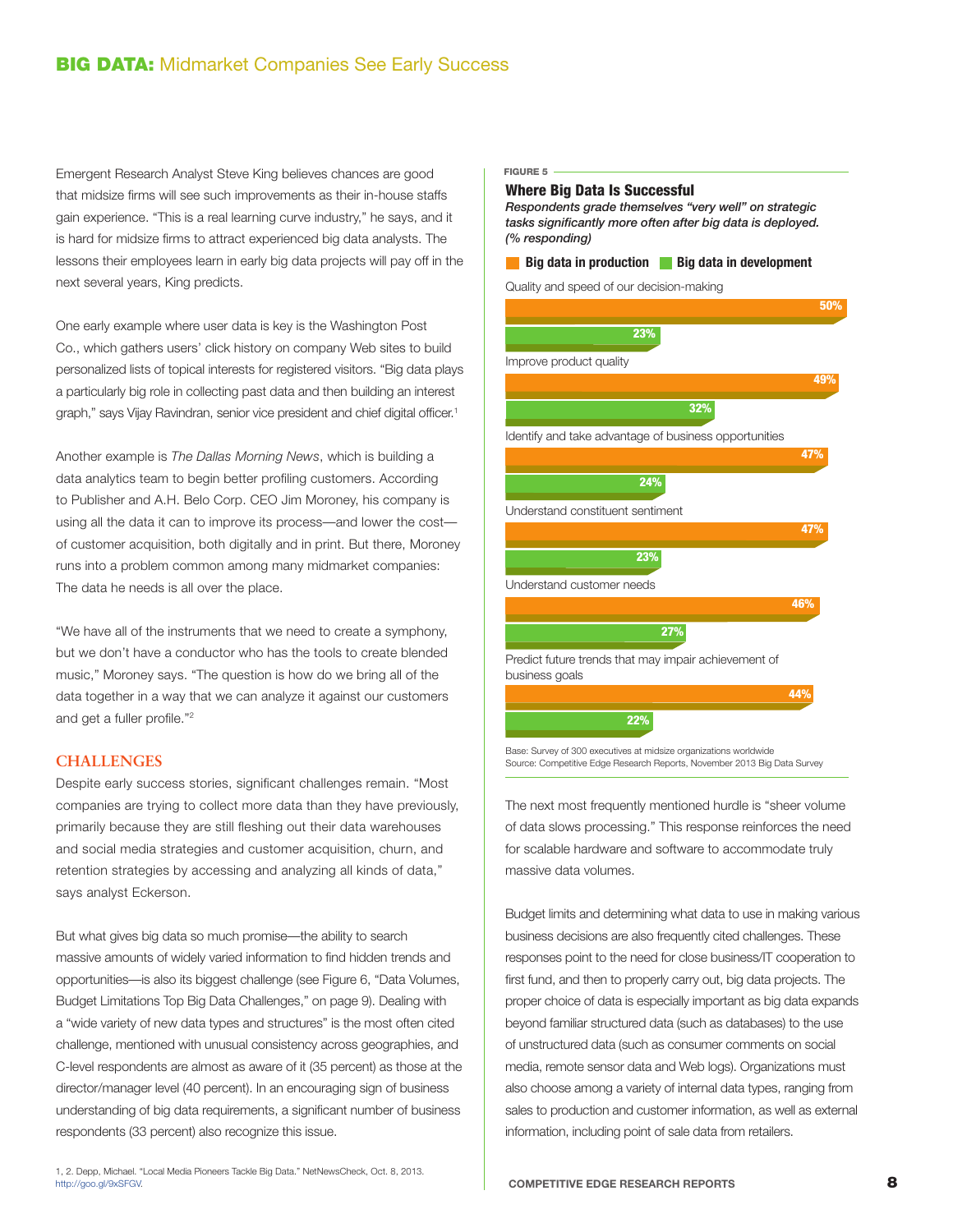Emergent Research Analyst Steve King believes chances are good that midsize firms will see such improvements as their in-house staffs gain experience. "This is a real learning curve industry," he says, and it is hard for midsize firms to attract experienced big data analysts. The lessons their employees learn in early big data projects will pay off in the next several years, King predicts.

One early example where user data is key is the Washington Post Co., which gathers users' click history on company Web sites to build personalized lists of topical interests for registered visitors. "Big data plays a particularly big role in collecting past data and then building an interest graph," says Vijay Ravindran, senior vice president and chief digital officer.[1]

Another example is *The Dallas Morning News*, which is building a data analytics team to begin better profiling customers. According to Publisher and A.H. Belo Corp. CEO Jim Moroney, his company is using all the data it can to improve its process—and lower the cost—of customer acquisition, both digitally and in print. But there, Moroney runs into a problem common among many midmarket companies: The data he needs is all over the place.

"We have all of the instruments that we need to create a symphony, but we don't have a conductor who has the tools to create blended music," Moroney says. "The question is how do we bring all of the data together in a way that we can analyze it against our customers and get a fuller profile."[2]

## CHALLENGES

Despite early success stories, significant challenges remain. "Most companies are trying to collect more data than they have previously, primarily because they are still fleshing out their data warehouses and social media strategies and customer acquisition, churn, and retention strategies by accessing and analyzing all kinds of data," says analyst Eckerson.

But what gives big data so much promise—the ability to search massive amounts of widely varied information to find hidden trends and opportunities—is also its biggest challenge (see Figure 6, "Data Volumes, Budget Limitations Top Big Data Challenges," on page 9). Dealing with a "wide variety of new data types and structures" is the most often cited challenge, mentioned with unusual consistency across geographies, and C-level respondents are almost as aware of it (35 percent) as those at the director/manager level (40 percent). In an encouraging sign of business understanding of big data requirements, a significant number of business respondents (33 percent) also recognize this issue.

**FIGURE 5**

### Where Big Data Is Successful

*Respondents grade themselves "very well" on strategic tasks significantly more often after big data is deployed. (% responding)*

| | Big data in production | Big data in development |
|---|---|---|
| Quality and speed of our decision-making | 50% | 23% |
| Improve product quality | 49% | 32% |
| Identify and take advantage of business opportunities | 47% | 24% |
| Understand constituent sentiment | 47% | 23% |
| Understand customer needs | 46% | 27% |
| Predict future trends that may impair achievement of business goals | 44% | 22% |

Base: Survey of 300 executives at midsize organizations worldwide
Source: Competitive Edge Research Reports, November 2013 Big Data Survey

The next most frequently mentioned hurdle is "sheer volume of data slows processing." This response reinforces the need for scalable hardware and software to accommodate truly massive data volumes.

Budget limits and determining what data to use in making various business decisions are also frequently cited challenges. These responses point to the need for close business/IT cooperation to first fund, and then to properly carry out, big data projects. The proper choice of data is especially important as big data expands beyond familiar structured data (such as databases) to the use of unstructured data (such as consumer comments on social media, remote sensor data and Web logs). Organizations must also choose among a variety of internal data types, ranging from sales to production and customer information, as well as external information, including point of sale data from retailers.

1, 2. Depp, Michael. "Local Media Pioneers Tackle Big Data." NetNewsCheck, Oct. 8, 2013. http://goo.gl/9xSFGV.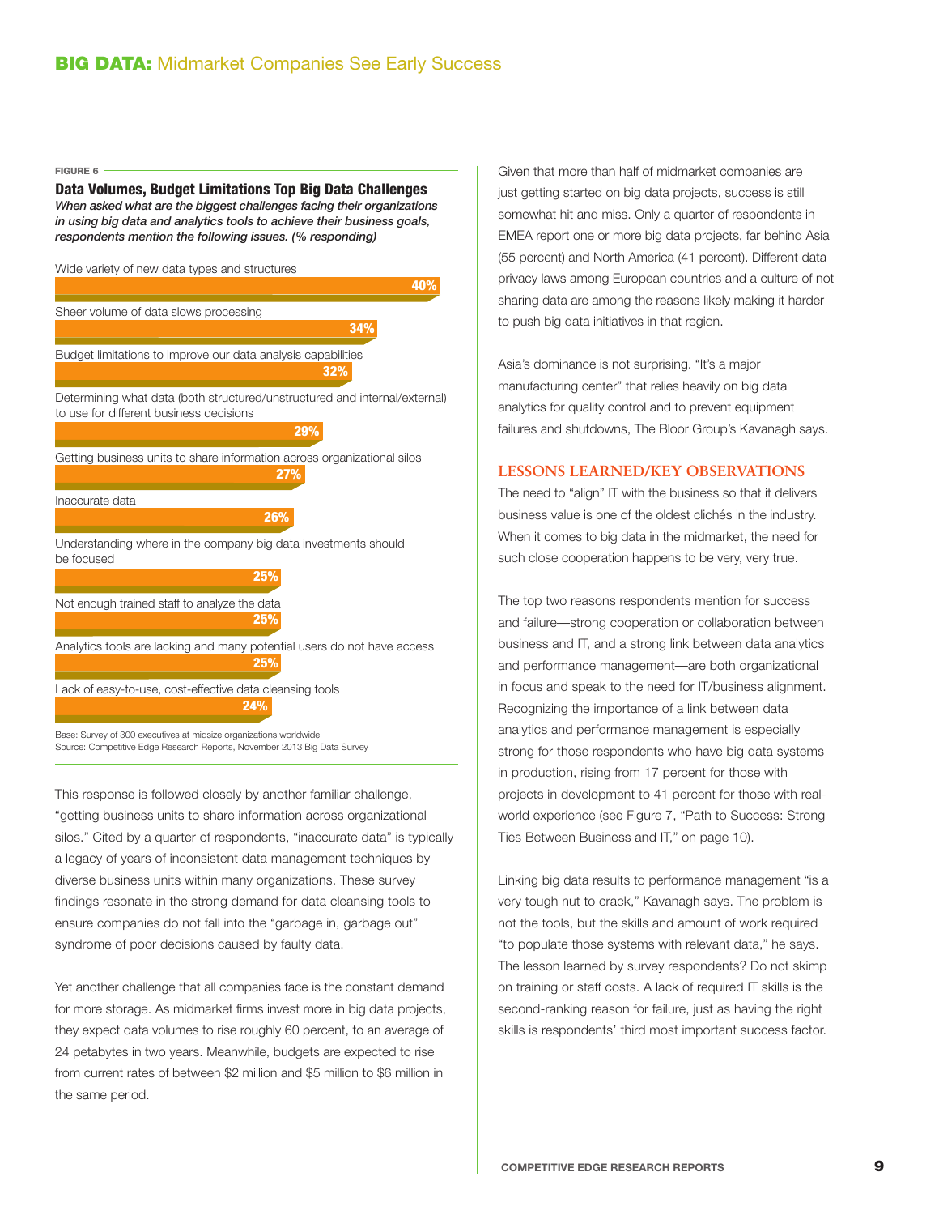FIGURE 6

**Data Volumes, Budget Limitations Top Big Data Challenges**

*When asked what are the biggest challenges facing their organizations in using big data and analytics tools to achieve their business goals, respondents mention the following issues. (% responding)*

| Challenge | % responding |
|---|---|
| Wide variety of new data types and structures | 40% |
| Sheer volume of data slows processing | 34% |
| Budget limitations to improve our data analysis capabilities | 32% |
| Determining what data (both structured/unstructured and internal/external) to use for different business decisions | 29% |
| Getting business units to share information across organizational silos | 27% |
| Inaccurate data | 26% |
| Understanding where in the company big data investments should be focused | 25% |
| Not enough trained staff to analyze the data | 25% |
| Analytics tools are lacking and many potential users do not have access | 25% |
| Lack of easy-to-use, cost-effective data cleansing tools | 24% |

Base: Survey of 300 executives at midsize organizations worldwide
Source: Competitive Edge Research Reports, November 2013 Big Data Survey

This response is followed closely by another familiar challenge, "getting business units to share information across organizational silos." Cited by a quarter of respondents, "inaccurate data" is typically a legacy of years of inconsistent data management techniques by diverse business units within many organizations. These survey findings resonate in the strong demand for data cleansing tools to ensure companies do not fall into the "garbage in, garbage out" syndrome of poor decisions caused by faulty data.

Yet another challenge that all companies face is the constant demand for more storage. As midmarket firms invest more in big data projects, they expect data volumes to rise roughly 60 percent, to an average of 24 petabytes in two years. Meanwhile, budgets are expected to rise from current rates of between $2 million and $5 million to $6 million in the same period.

Given that more than half of midmarket companies are just getting started on big data projects, success is still somewhat hit and miss. Only a quarter of respondents in EMEA report one or more big data projects, far behind Asia (55 percent) and North America (41 percent). Different data privacy laws among European countries and a culture of not sharing data are among the reasons likely making it harder to push big data initiatives in that region.

Asia's dominance is not surprising. "It's a major manufacturing center" that relies heavily on big data analytics for quality control and to prevent equipment failures and shutdowns, The Bloor Group's Kavanagh says.

## LESSONS LEARNED/KEY OBSERVATIONS

The need to "align" IT with the business so that it delivers business value is one of the oldest clichés in the industry. When it comes to big data in the midmarket, the need for such close cooperation happens to be very, very true.

The top two reasons respondents mention for success and failure—strong cooperation or collaboration between business and IT, and a strong link between data analytics and performance management—are both organizational in focus and speak to the need for IT/business alignment. Recognizing the importance of a link between data analytics and performance management is especially strong for those respondents who have big data systems in production, rising from 17 percent for those with projects in development to 41 percent for those with real-world experience (see Figure 7, "Path to Success: Strong Ties Between Business and IT," on page 10).

Linking big data results to performance management "is a very tough nut to crack," Kavanagh says. The problem is not the tools, but the skills and amount of work required "to populate those systems with relevant data," he says. The lesson learned by survey respondents? Do not skimp on training or staff costs. A lack of required IT skills is the second-ranking reason for failure, just as having the right skills is respondents' third most important success factor.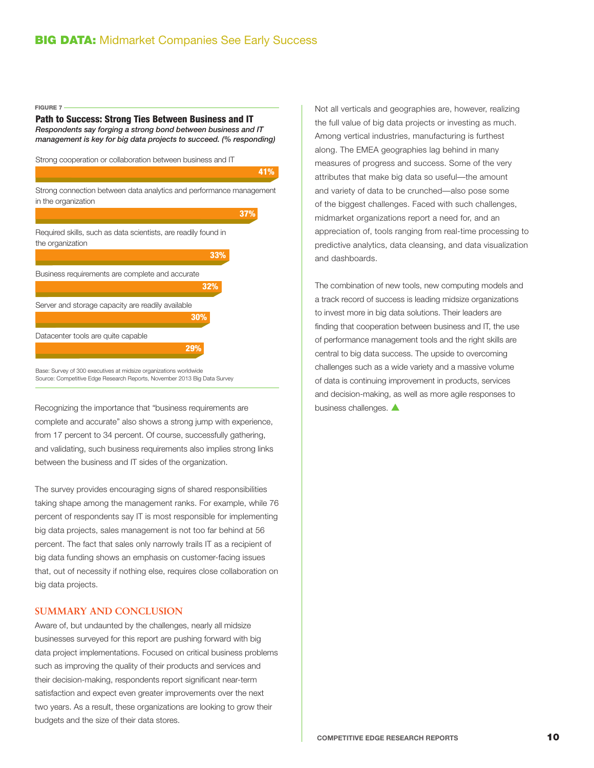FIGURE 7

**Path to Success: Strong Ties Between Business and IT**

*Respondents say forging a strong bond between business and IT management is key for big data projects to succeed. (% responding)*

| Factor | % |
|---|---|
| Strong cooperation or collaboration between business and IT | 41% |
| Strong connection between data analytics and performance management in the organization | 37% |
| Required skills, such as data scientists, are readily found in the organization | 33% |
| Business requirements are complete and accurate | 32% |
| Server and storage capacity are readily available | 30% |
| Datacenter tools are quite capable | 29% |

Base: Survey of 300 executives at midsize organizations worldwide
Source: Competitive Edge Research Reports, November 2013 Big Data Survey

Recognizing the importance that "business requirements are complete and accurate" also shows a strong jump with experience, from 17 percent to 34 percent. Of course, successfully gathering, and validating, such business requirements also implies strong links between the business and IT sides of the organization.

The survey provides encouraging signs of shared responsibilities taking shape among the management ranks. For example, while 76 percent of respondents say IT is most responsible for implementing big data projects, sales management is not too far behind at 56 percent. The fact that sales only narrowly trails IT as a recipient of big data funding shows an emphasis on customer-facing issues that, out of necessity if nothing else, requires close collaboration on big data projects.

## SUMMARY AND CONCLUSION

Aware of, but undaunted by the challenges, nearly all midsize businesses surveyed for this report are pushing forward with big data project implementations. Focused on critical business problems such as improving the quality of their products and services and their decision-making, respondents report significant near-term satisfaction and expect even greater improvements over the next two years. As a result, these organizations are looking to grow their budgets and the size of their data stores.

Not all verticals and geographies are, however, realizing the full value of big data projects or investing as much. Among vertical industries, manufacturing is furthest along. The EMEA geographies lag behind in many measures of progress and success. Some of the very attributes that make big data so useful—the amount and variety of data to be crunched—also pose some of the biggest challenges. Faced with such challenges, midmarket organizations report a need for, and an appreciation of, tools ranging from real-time processing to predictive analytics, data cleansing, and data visualization and dashboards.

The combination of new tools, new computing models and a track record of success is leading midsize organizations to invest more in big data solutions. Their leaders are finding that cooperation between business and IT, the use of performance management tools and the right skills are central to big data success. The upside to overcoming challenges such as a wide variety and a massive volume of data is continuing improvement in products, services and decision-making, as well as more agile responses to business challenges.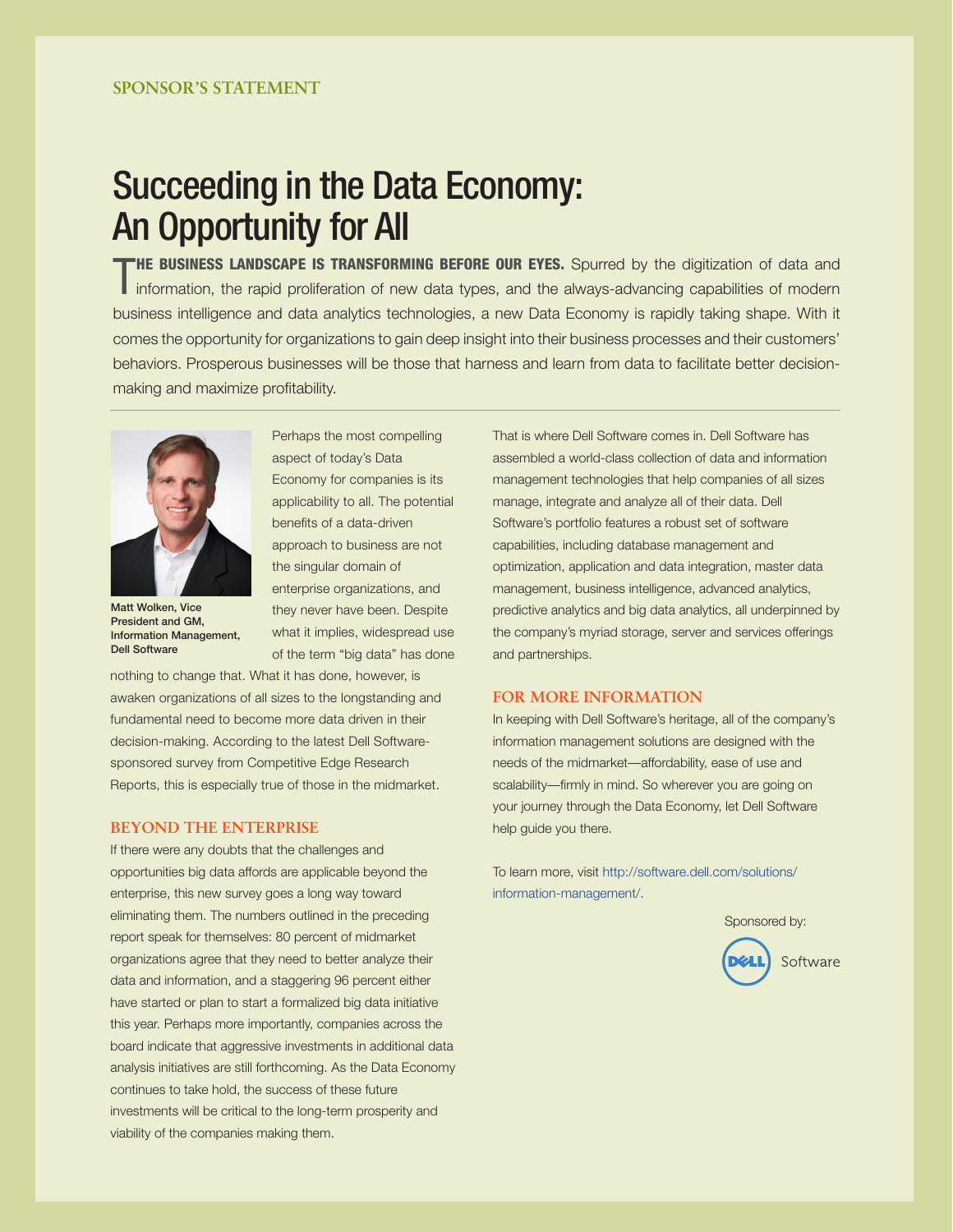SPONSOR'S STATEMENT

# Succeeding in the Data Economy: An Opportunity for All

**THE BUSINESS LANDSCAPE IS TRANSFORMING BEFORE OUR EYES.** Spurred by the digitization of data and information, the rapid proliferation of new data types, and the always-advancing capabilities of modern business intelligence and data analytics technologies, a new Data Economy is rapidly taking shape. With it comes the opportunity for organizations to gain deep insight into their business processes and their customers' behaviors. Prosperous businesses will be those that harness and learn from data to facilitate better decision-making and maximize profitability.

Matt Wolken, Vice President and GM, Information Management, Dell Software

Perhaps the most compelling aspect of today's Data Economy for companies is its applicability to all. The potential benefits of a data-driven approach to business are not the singular domain of enterprise organizations, and they never have been. Despite what it implies, widespread use of the term "big data" has done nothing to change that. What it has done, however, is awaken organizations of all sizes to the longstanding and fundamental need to become more data driven in their decision-making. According to the latest Dell Software-sponsored survey from Competitive Edge Research Reports, this is especially true of those in the midmarket.

## BEYOND THE ENTERPRISE

If there were any doubts that the challenges and opportunities big data affords are applicable beyond the enterprise, this new survey goes a long way toward eliminating them. The numbers outlined in the preceding report speak for themselves: 80 percent of midmarket organizations agree that they need to better analyze their data and information, and a staggering 96 percent either have started or plan to start a formalized big data initiative this year. Perhaps more importantly, companies across the board indicate that aggressive investments in additional data analysis initiatives are still forthcoming. As the Data Economy continues to take hold, the success of these future investments will be critical to the long-term prosperity and viability of the companies making them.

That is where Dell Software comes in. Dell Software has assembled a world-class collection of data and information management technologies that help companies of all sizes manage, integrate and analyze all of their data. Dell Software's portfolio features a robust set of software capabilities, including database management and optimization, application and data integration, master data management, business intelligence, advanced analytics, predictive analytics and big data analytics, all underpinned by the company's myriad storage, server and services offerings and partnerships.

## FOR MORE INFORMATION

In keeping with Dell Software's heritage, all of the company's information management solutions are designed with the needs of the midmarket—affordability, ease of use and scalability—firmly in mind. So wherever you are going on your journey through the Data Economy, let Dell Software help guide you there.

To learn more, visit http://software.dell.com/solutions/information-management/.

Sponsored by: Dell Software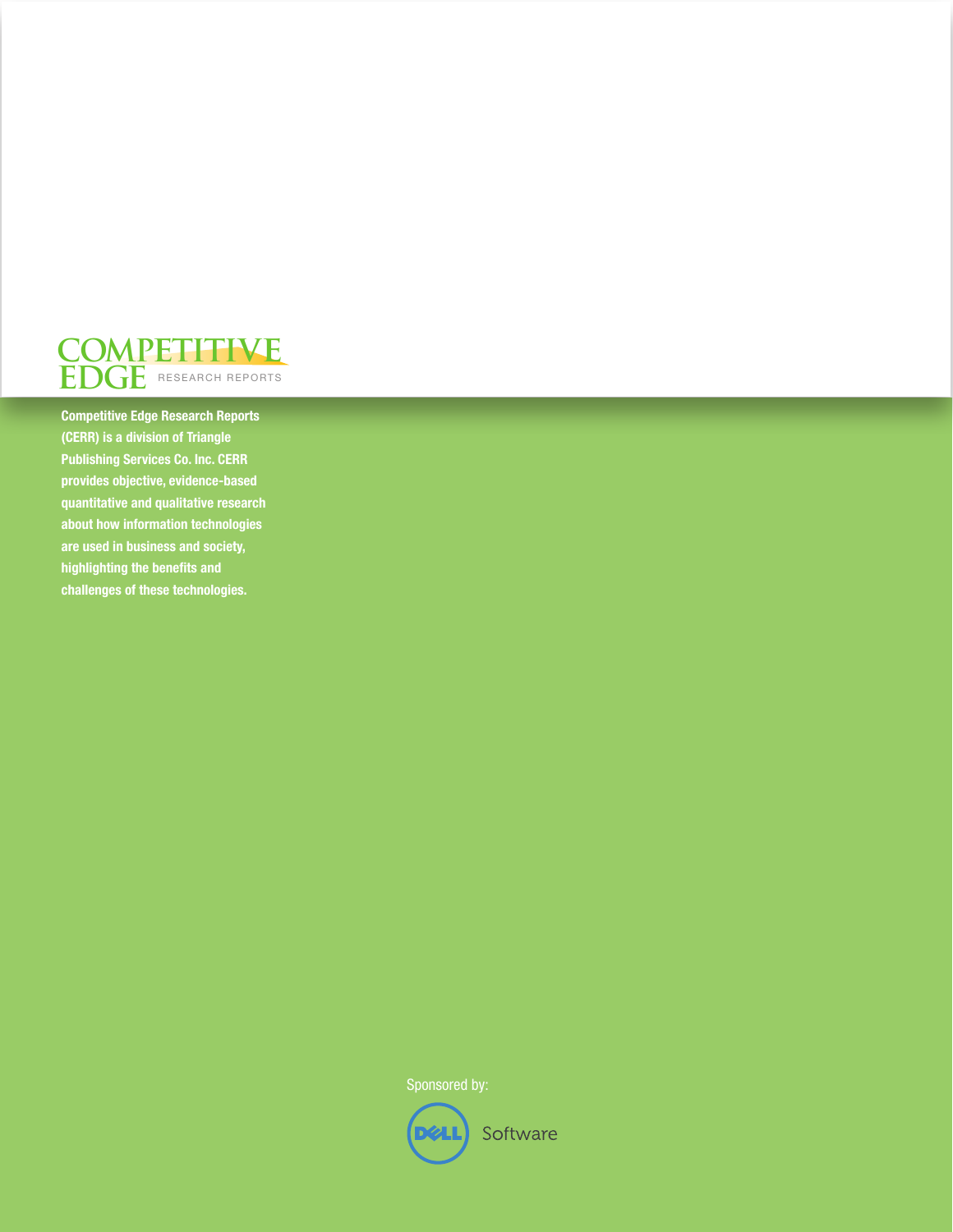COMPETITIVE EDGE RESEARCH REPORTS

**Competitive Edge Research Reports (CERR) is a division of Triangle Publishing Services Co. Inc. CERR provides objective, evidence-based quantitative and qualitative research about how information technologies are used in business and society, highlighting the benefits and challenges of these technologies.**

Sponsored by:

Dell Software